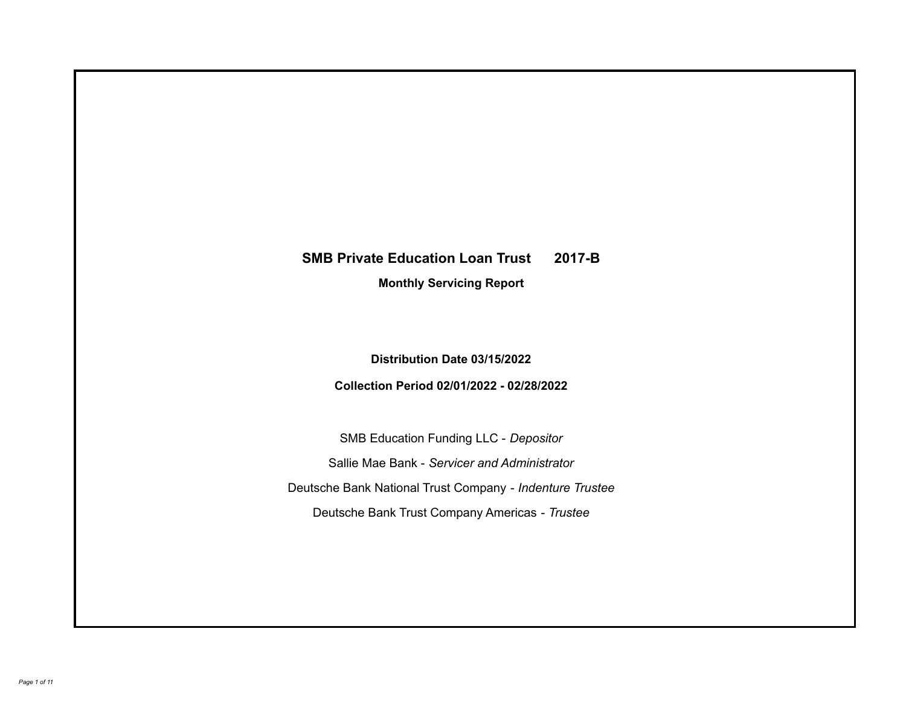# SMB Private Education Loan Trust 2017-B

## Monthly Servicing Report

**Distribution Date 03/15/2022**

**Collection Period 02/01/2022 - 02/28/2022**

SMB Education Funding LLC - *Depositor*

Sallie Mae Bank - *Servicer and Administrator*

Deutsche Bank National Trust Company - *Indenture Trustee*

Deutsche Bank Trust Company Americas - *Trustee*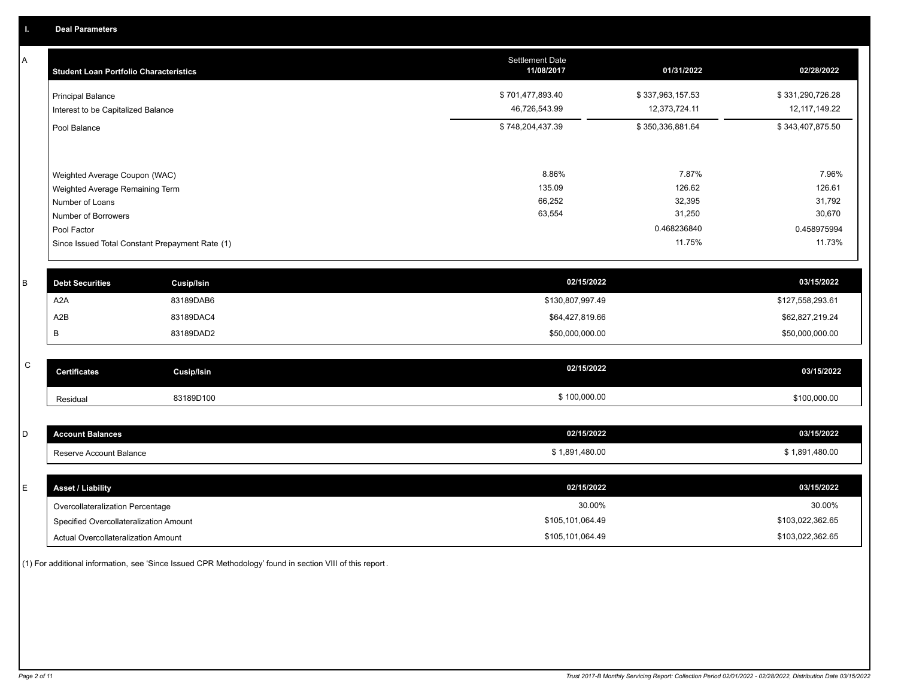## I. Deal Parameters

### A

| Student Loan Portfolio Characteristics | Settlement Date 11/08/2017 | 01/31/2022 | 02/28/2022 |
|---|---|---|---|
| Principal Balance | $ 701,477,893.40 | $ 337,963,157.53 | $ 331,290,726.28 |
| Interest to be Capitalized Balance | 46,726,543.99 | 12,373,724.11 | 12,117,149.22 |
| Pool Balance | $ 748,204,437.39 | $ 350,336,881.64 | $ 343,407,875.50 |
| Weighted Average Coupon (WAC) | 8.86% | 7.87% | 7.96% |
| Weighted Average Remaining Term | 135.09 | 126.62 | 126.61 |
| Number of Loans | 66,252 | 32,395 | 31,792 |
| Number of Borrowers | 63,554 | 31,250 | 30,670 |
| Pool Factor | | 0.468236840 | 0.458975994 |
| Since Issued Total Constant Prepayment Rate (1) | | 11.75% | 11.73% |

### B

| Debt Securities | Cusip/Isin | 02/15/2022 | 03/15/2022 |
|---|---|---|---|
| A2A | 83189DAB6 | $130,807,997.49 | $127,558,293.61 |
| A2B | 83189DAC4 | $64,427,819.66 | $62,827,219.24 |
| B | 83189DAD2 | $50,000,000.00 | $50,000,000.00 |

### C

| Certificates | Cusip/Isin | 02/15/2022 | 03/15/2022 |
|---|---|---|---|
| Residual | 83189D100 | $ 100,000.00 | $100,000.00 |

### D

| Account Balances | 02/15/2022 | 03/15/2022 |
|---|---|---|
| Reserve Account Balance | $ 1,891,480.00 | $ 1,891,480.00 |

### E

| Asset / Liability | 02/15/2022 | 03/15/2022 |
|---|---|---|
| Overcollateralization Percentage | 30.00% | 30.00% |
| Specified Overcollateralization Amount | $105,101,064.49 | $103,022,362.65 |
| Actual Overcollateralization Amount | $105,101,064.49 | $103,022,362.65 |

(1) For additional information, see 'Since Issued CPR Methodology' found in section VIII of this report.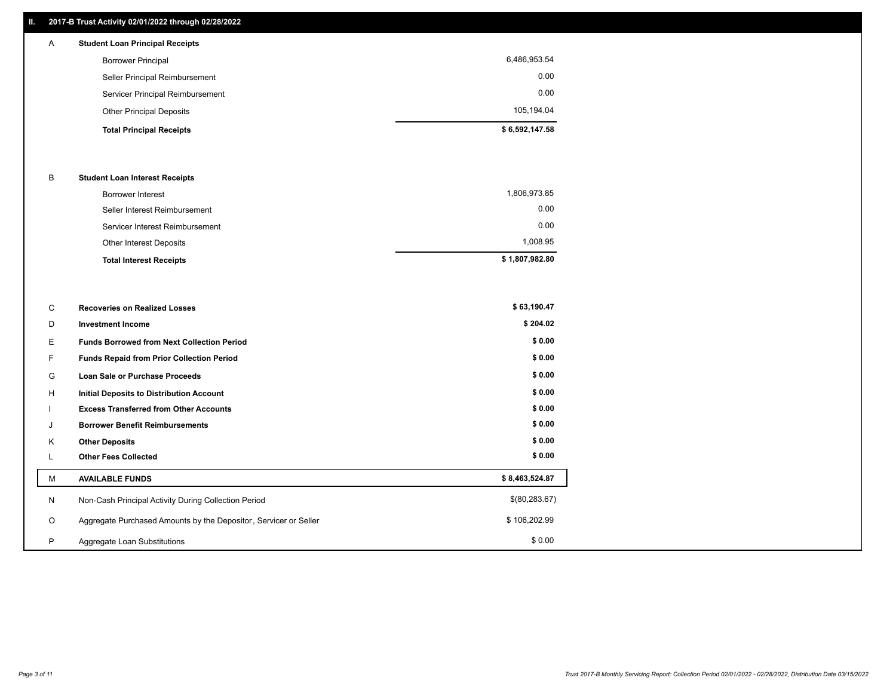## II. 2017-B Trust Activity 02/01/2022 through 02/28/2022

| | | |
|---|---|---|
| A | **Student Loan Principal Receipts** | |
| | Borrower Principal | 6,486,953.54 |
| | Seller Principal Reimbursement | 0.00 |
| | Servicer Principal Reimbursement | 0.00 |
| | Other Principal Deposits | 105,194.04 |
| | **Total Principal Receipts** | **$ 6,592,147.58** |
| B | **Student Loan Interest Receipts** | |
| | Borrower Interest | 1,806,973.85 |
| | Seller Interest Reimbursement | 0.00 |
| | Servicer Interest Reimbursement | 0.00 |
| | Other Interest Deposits | 1,008.95 |
| | **Total Interest Receipts** | **$ 1,807,982.80** |
| C | **Recoveries on Realized Losses** | **$ 63,190.47** |
| D | **Investment Income** | **$ 204.02** |
| E | **Funds Borrowed from Next Collection Period** | **$ 0.00** |
| F | **Funds Repaid from Prior Collection Period** | **$ 0.00** |
| G | **Loan Sale or Purchase Proceeds** | **$ 0.00** |
| H | **Initial Deposits to Distribution Account** | **$ 0.00** |
| I | **Excess Transferred from Other Accounts** | **$ 0.00** |
| J | **Borrower Benefit Reimbursements** | **$ 0.00** |
| K | **Other Deposits** | **$ 0.00** |
| L | **Other Fees Collected** | **$ 0.00** |
| M | **AVAILABLE FUNDS** | **$ 8,463,524.87** |
| N | Non-Cash Principal Activity During Collection Period | $(80,283.67) |
| O | Aggregate Purchased Amounts by the Depositor, Servicer or Seller | $ 106,202.99 |
| P | Aggregate Loan Substitutions | $ 0.00 |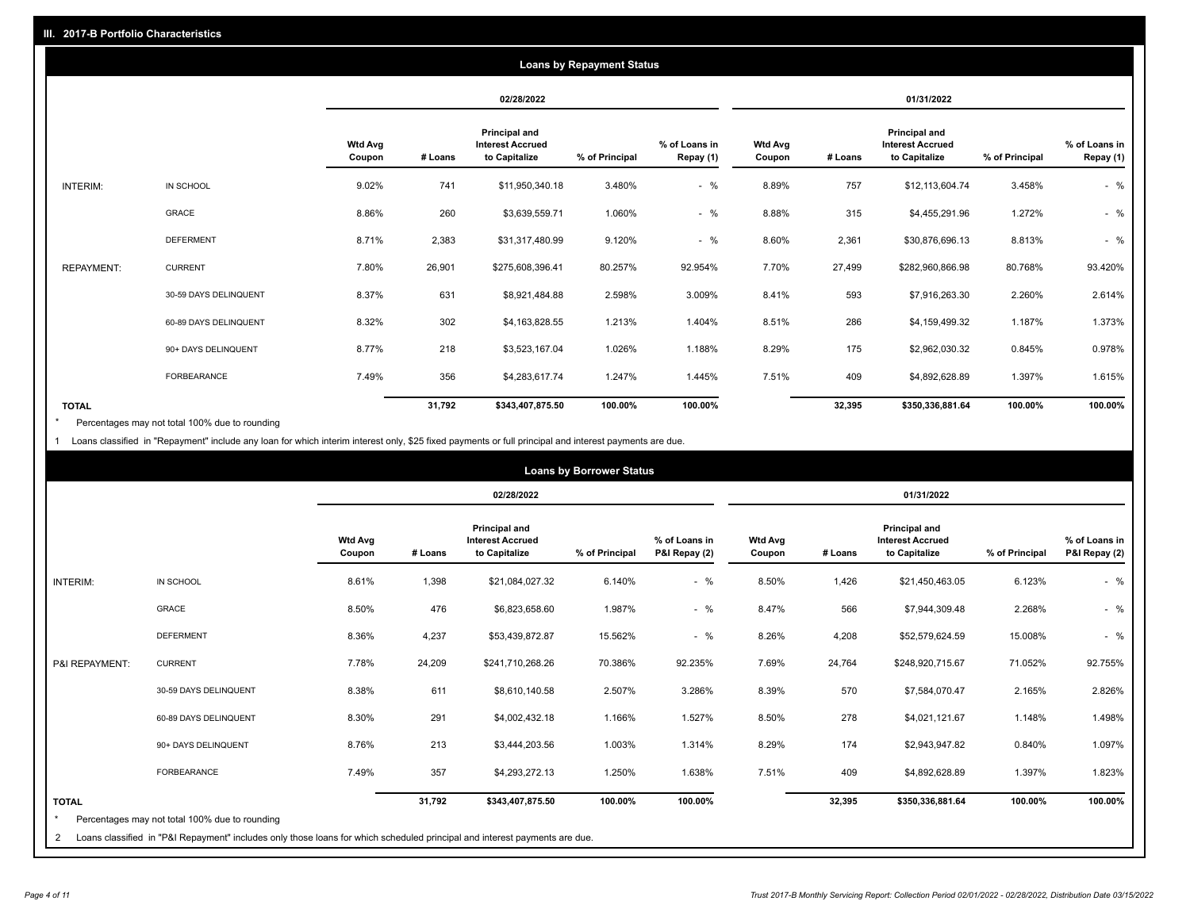## III. 2017-B Portfolio Characteristics

### Loans by Repayment Status

| | | 02/28/2022 | | | | | 01/31/2022 | | | | |
|---|---|---|---|---|---|---|---|---|---|---|---|
| | | Wtd Avg Coupon | # Loans | Principal and Interest Accrued to Capitalize | % of Principal | % of Loans in Repay (1) | Wtd Avg Coupon | # Loans | Principal and Interest Accrued to Capitalize | % of Principal | % of Loans in Repay (1) |
| INTERIM: | IN SCHOOL | 9.02% | 741 | $11,950,340.18 | 3.480% | - % | 8.89% | 757 | $12,113,604.74 | 3.458% | - % |
| | GRACE | 8.86% | 260 | $3,639,559.71 | 1.060% | - % | 8.88% | 315 | $4,455,291.96 | 1.272% | - % |
| | DEFERMENT | 8.71% | 2,383 | $31,317,480.99 | 9.120% | - % | 8.60% | 2,361 | $30,876,696.13 | 8.813% | - % |
| REPAYMENT: | CURRENT | 7.80% | 26,901 | $275,608,396.41 | 80.257% | 92.954% | 7.70% | 27,499 | $282,960,866.98 | 80.768% | 93.420% |
| | 30-59 DAYS DELINQUENT | 8.37% | 631 | $8,921,484.88 | 2.598% | 3.009% | 8.41% | 593 | $7,916,263.30 | 2.260% | 2.614% |
| | 60-89 DAYS DELINQUENT | 8.32% | 302 | $4,163,828.55 | 1.213% | 1.404% | 8.51% | 286 | $4,159,499.32 | 1.187% | 1.373% |
| | 90+ DAYS DELINQUENT | 8.77% | 218 | $3,523,167.04 | 1.026% | 1.188% | 8.29% | 175 | $2,962,030.32 | 0.845% | 0.978% |
| | FORBEARANCE | 7.49% | 356 | $4,283,617.74 | 1.247% | 1.445% | 7.51% | 409 | $4,892,628.89 | 1.397% | 1.615% |
| TOTAL | | | 31,792 | $343,407,875.50 | 100.00% | 100.00% | | 32,395 | $350,336,881.64 | 100.00% | 100.00% |

\* Percentages may not total 100% due to rounding

1 Loans classified in "Repayment" include any loan for which interim interest only, $25 fixed payments or full principal and interest payments are due.

### Loans by Borrower Status

| | | 02/28/2022 | | | | | 01/31/2022 | | | | |
|---|---|---|---|---|---|---|---|---|---|---|---|
| | | Wtd Avg Coupon | # Loans | Principal and Interest Accrued to Capitalize | % of Principal | % of Loans in P&I Repay (2) | Wtd Avg Coupon | # Loans | Principal and Interest Accrued to Capitalize | % of Principal | % of Loans in P&I Repay (2) |
| INTERIM: | IN SCHOOL | 8.61% | 1,398 | $21,084,027.32 | 6.140% | - % | 8.50% | 1,426 | $21,450,463.05 | 6.123% | - % |
| | GRACE | 8.50% | 476 | $6,823,658.60 | 1.987% | - % | 8.47% | 566 | $7,944,309.48 | 2.268% | - % |
| | DEFERMENT | 8.36% | 4,237 | $53,439,872.87 | 15.562% | - % | 8.26% | 4,208 | $52,579,624.59 | 15.008% | - % |
| P&I REPAYMENT: | CURRENT | 7.78% | 24,209 | $241,710,268.26 | 70.386% | 92.235% | 7.69% | 24,764 | $248,920,715.67 | 71.052% | 92.755% |
| | 30-59 DAYS DELINQUENT | 8.38% | 611 | $8,610,140.58 | 2.507% | 3.286% | 8.39% | 570 | $7,584,070.47 | 2.165% | 2.826% |
| | 60-89 DAYS DELINQUENT | 8.30% | 291 | $4,002,432.18 | 1.166% | 1.527% | 8.50% | 278 | $4,021,121.67 | 1.148% | 1.498% |
| | 90+ DAYS DELINQUENT | 8.76% | 213 | $3,444,203.56 | 1.003% | 1.314% | 8.29% | 174 | $2,943,947.82 | 0.840% | 1.097% |
| | FORBEARANCE | 7.49% | 357 | $4,293,272.13 | 1.250% | 1.638% | 7.51% | 409 | $4,892,628.89 | 1.397% | 1.823% |
| TOTAL | | | 31,792 | $343,407,875.50 | 100.00% | 100.00% | | 32,395 | $350,336,881.64 | 100.00% | 100.00% |

\* Percentages may not total 100% due to rounding

2 Loans classified in "P&I Repayment" includes only those loans for which scheduled principal and interest payments are due.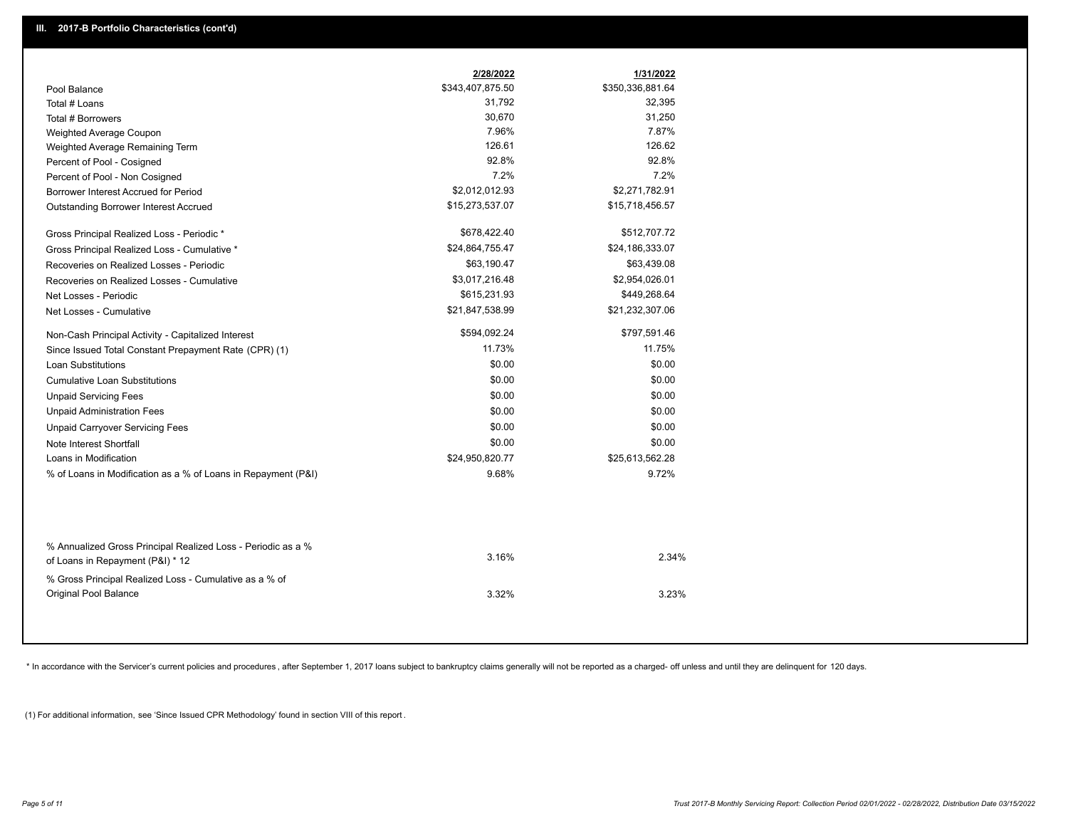## III. 2017-B Portfolio Characteristics (cont'd)

| | 2/28/2022 | 1/31/2022 |
|---|---|---|
| Pool Balance | $343,407,875.50 | $350,336,881.64 |
| Total # Loans | 31,792 | 32,395 |
| Total # Borrowers | 30,670 | 31,250 |
| Weighted Average Coupon | 7.96% | 7.87% |
| Weighted Average Remaining Term | 126.61 | 126.62 |
| Percent of Pool - Cosigned | 92.8% | 92.8% |
| Percent of Pool - Non Cosigned | 7.2% | 7.2% |
| Borrower Interest Accrued for Period | $2,012,012.93 | $2,271,782.91 |
| Outstanding Borrower Interest Accrued | $15,273,537.07 | $15,718,456.57 |
| Gross Principal Realized Loss - Periodic * | $678,422.40 | $512,707.72 |
| Gross Principal Realized Loss - Cumulative * | $24,864,755.47 | $24,186,333.07 |
| Recoveries on Realized Losses - Periodic | $63,190.47 | $63,439.08 |
| Recoveries on Realized Losses - Cumulative | $3,017,216.48 | $2,954,026.01 |
| Net Losses - Periodic | $615,231.93 | $449,268.64 |
| Net Losses - Cumulative | $21,847,538.99 | $21,232,307.06 |
| Non-Cash Principal Activity - Capitalized Interest | $594,092.24 | $797,591.46 |
| Since Issued Total Constant Prepayment Rate (CPR) (1) | 11.73% | 11.75% |
| Loan Substitutions | $0.00 | $0.00 |
| Cumulative Loan Substitutions | $0.00 | $0.00 |
| Unpaid Servicing Fees | $0.00 | $0.00 |
| Unpaid Administration Fees | $0.00 | $0.00 |
| Unpaid Carryover Servicing Fees | $0.00 | $0.00 |
| Note Interest Shortfall | $0.00 | $0.00 |
| Loans in Modification | $24,950,820.77 | $25,613,562.28 |
| % of Loans in Modification as a % of Loans in Repayment (P&I) | 9.68% | 9.72% |
| % Annualized Gross Principal Realized Loss - Periodic as a % of Loans in Repayment (P&I) * 12 | 3.16% | 2.34% |
| % Gross Principal Realized Loss - Cumulative as a % of Original Pool Balance | 3.32% | 3.23% |

* In accordance with the Servicer's current policies and procedures, after September 1, 2017 loans subject to bankruptcy claims generally will not be reported as a charged- off unless and until they are delinquent for 120 days.

(1) For additional information, see 'Since Issued CPR Methodology' found in section VIII of this report .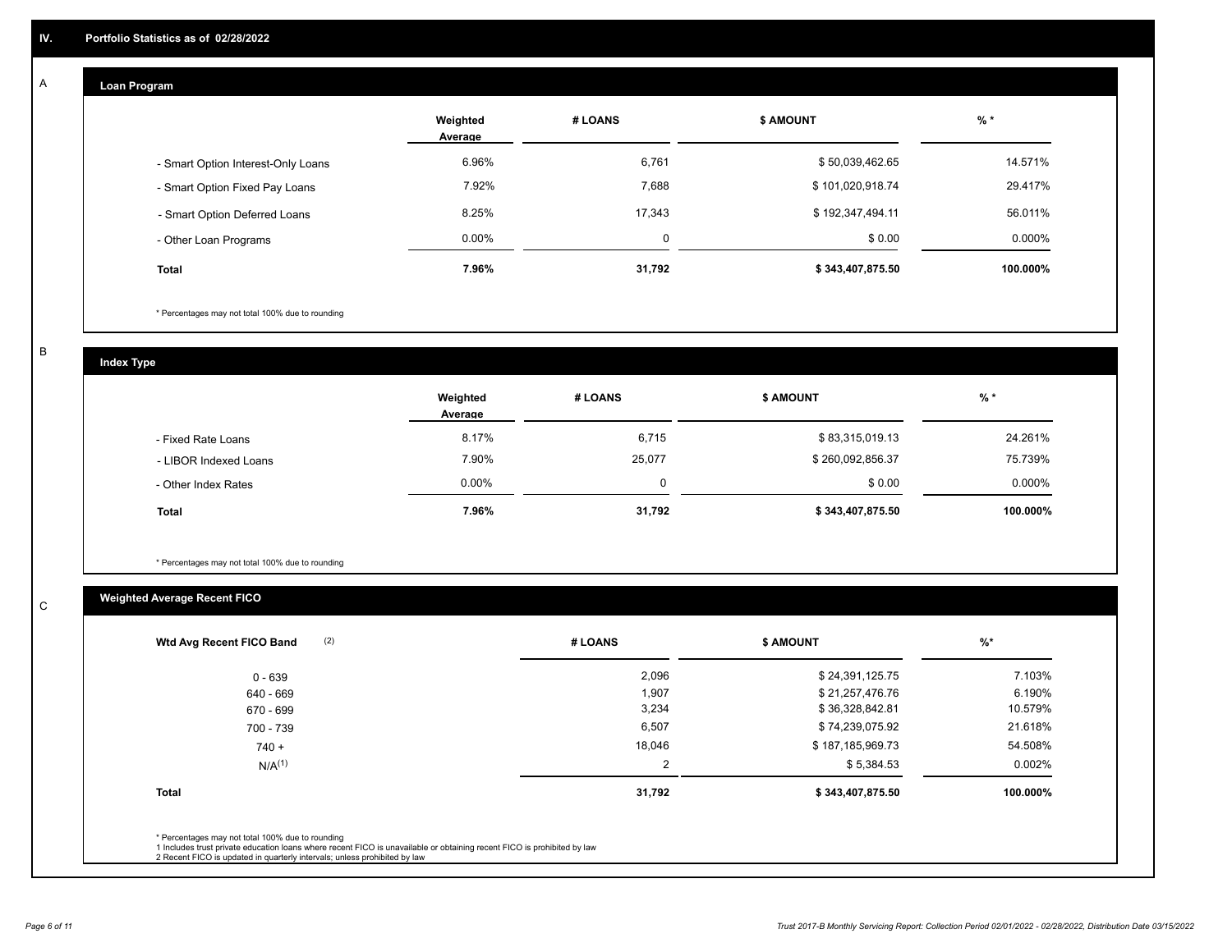## IV. Portfolio Statistics as of 02/28/2022

### A. Loan Program

| | Weighted Average | # LOANS | $ AMOUNT | % * |
|---|---|---|---|---|
| - Smart Option Interest-Only Loans | 6.96% | 6,761 | $ 50,039,462.65 | 14.571% |
| - Smart Option Fixed Pay Loans | 7.92% | 7,688 | $ 101,020,918.74 | 29.417% |
| - Smart Option Deferred Loans | 8.25% | 17,343 | $ 192,347,494.11 | 56.011% |
| - Other Loan Programs | 0.00% | 0 | $ 0.00 | 0.000% |
| **Total** | **7.96%** | **31,792** | **$ 343,407,875.50** | **100.000%** |

* Percentages may not total 100% due to rounding

### B. Index Type

| | Weighted Average | # LOANS | $ AMOUNT | % * |
|---|---|---|---|---|
| - Fixed Rate Loans | 8.17% | 6,715 | $ 83,315,019.13 | 24.261% |
| - LIBOR Indexed Loans | 7.90% | 25,077 | $ 260,092,856.37 | 75.739% |
| - Other Index Rates | 0.00% | 0 | $ 0.00 | 0.000% |
| **Total** | **7.96%** | **31,792** | **$ 343,407,875.50** | **100.000%** |

* Percentages may not total 100% due to rounding

### C. Weighted Average Recent FICO

| Wtd Avg Recent FICO Band (2) | # LOANS | $ AMOUNT | %* |
|---|---|---|---|
| 0 - 639 | 2,096 | $ 24,391,125.75 | 7.103% |
| 640 - 669 | 1,907 | $ 21,257,476.76 | 6.190% |
| 670 - 699 | 3,234 | $ 36,328,842.81 | 10.579% |
| 700 - 739 | 6,507 | $ 74,239,075.92 | 21.618% |
| 740 + | 18,046 | $ 187,185,969.73 | 54.508% |
| N/A(1) | 2 | $ 5,384.53 | 0.002% |
| **Total** | **31,792** | **$ 343,407,875.50** | **100.000%** |

* Percentages may not total 100% due to rounding
1 Includes trust private education loans where recent FICO is unavailable or obtaining recent FICO is prohibited by law
2 Recent FICO is updated in quarterly intervals; unless prohibited by law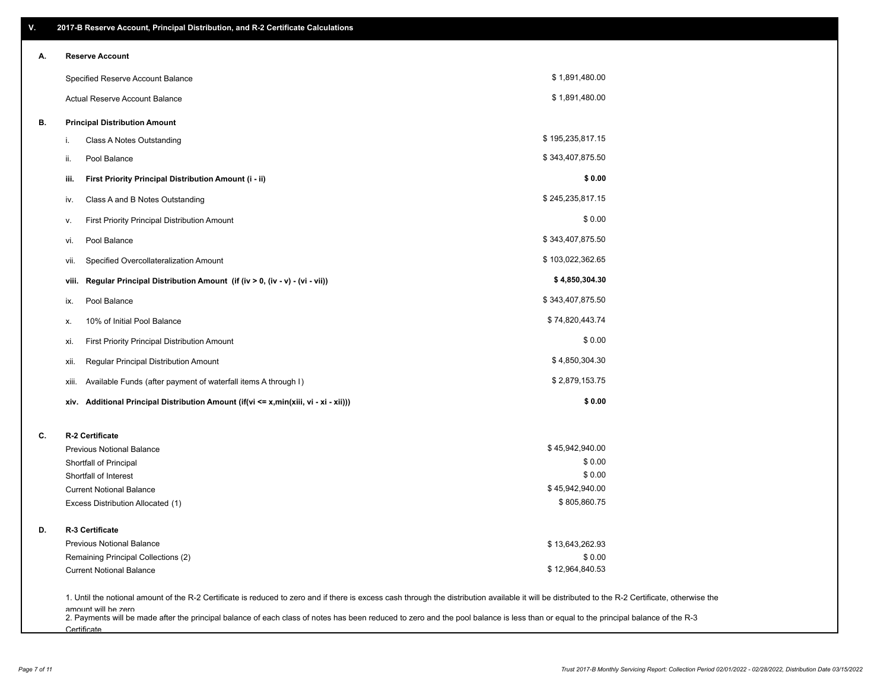## V. 2017-B Reserve Account, Principal Distribution, and R-2 Certificate Calculations

### A. Reserve Account

| | |
|---|---|
| Specified Reserve Account Balance | $ 1,891,480.00 |
| Actual Reserve Account Balance | $ 1,891,480.00 |

### B. Principal Distribution Amount

| | | |
|---|---|---|
| i. | Class A Notes Outstanding | $ 195,235,817.15 |
| ii. | Pool Balance | $ 343,407,875.50 |
| **iii.** | **First Priority Principal Distribution Amount (i - ii)** | **$ 0.00** |
| iv. | Class A and B Notes Outstanding | $ 245,235,817.15 |
| v. | First Priority Principal Distribution Amount | $ 0.00 |
| vi. | Pool Balance | $ 343,407,875.50 |
| vii. | Specified Overcollateralization Amount | $ 103,022,362.65 |
| **viii.** | **Regular Principal Distribution Amount (if (iv > 0, (iv - v) - (vi - vii))** | **$ 4,850,304.30** |
| ix. | Pool Balance | $ 343,407,875.50 |
| x. | 10% of Initial Pool Balance | $ 74,820,443.74 |
| xi. | First Priority Principal Distribution Amount | $ 0.00 |
| xii. | Regular Principal Distribution Amount | $ 4,850,304.30 |
| xiii. | Available Funds (after payment of waterfall items A through I) | $ 2,879,153.75 |
| **xiv.** | **Additional Principal Distribution Amount (if(vi <= x,min(xiii, vi - xi - xii)))** | **$ 0.00** |

### C. R-2 Certificate

| | |
|---|---|
| Previous Notional Balance | $ 45,942,940.00 |
| Shortfall of Principal | $ 0.00 |
| Shortfall of Interest | $ 0.00 |
| Current Notional Balance | $ 45,942,940.00 |
| Excess Distribution Allocated (1) | $ 805,860.75 |

### D. R-3 Certificate

| | |
|---|---|
| Previous Notional Balance | $ 13,643,262.93 |
| Remaining Principal Collections (2) | $ 0.00 |
| Current Notional Balance | $ 12,964,840.53 |

1. Until the notional amount of the R-2 Certificate is reduced to zero and if there is excess cash through the distribution available it will be distributed to the R-2 Certificate, otherwise the amount will be zero
2. Payments will be made after the principal balance of each class of notes has been reduced to zero and the pool balance is less than or equal to the principal balance of the R-3 Certificate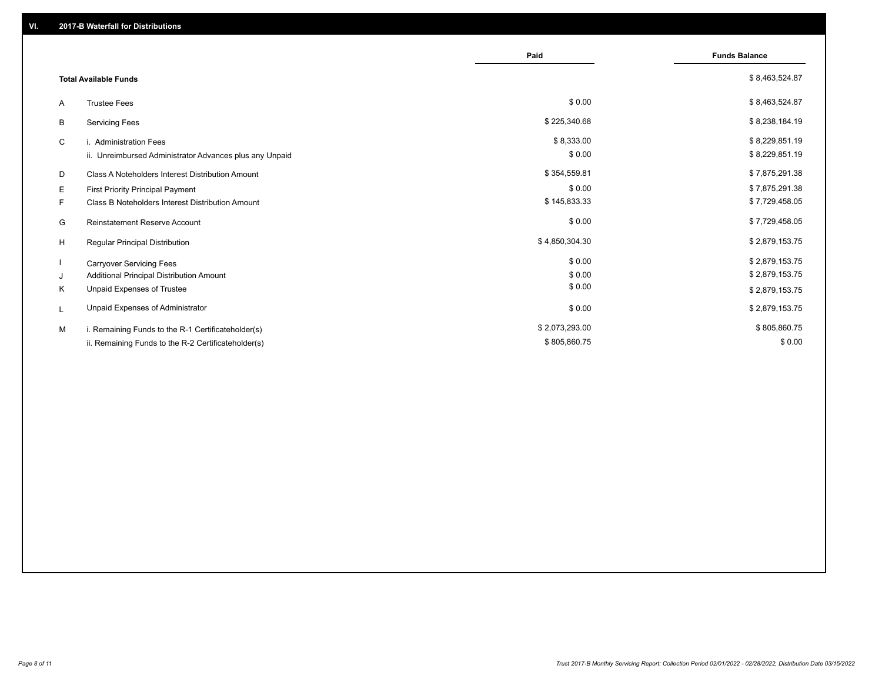## VI. 2017-B Waterfall for Distributions

| | | Paid | Funds Balance |
|---|---|---|---|
| | **Total Available Funds** | | $ 8,463,524.87 |
| A | Trustee Fees | $ 0.00 | $ 8,463,524.87 |
| B | Servicing Fees | $ 225,340.68 | $ 8,238,184.19 |
| C | i. Administration Fees | $ 8,333.00 | $ 8,229,851.19 |
| | ii. Unreimbursed Administrator Advances plus any Unpaid | $ 0.00 | $ 8,229,851.19 |
| D | Class A Noteholders Interest Distribution Amount | $ 354,559.81 | $ 7,875,291.38 |
| E | First Priority Principal Payment | $ 0.00 | $ 7,875,291.38 |
| F | Class B Noteholders Interest Distribution Amount | $ 145,833.33 | $ 7,729,458.05 |
| G | Reinstatement Reserve Account | $ 0.00 | $ 7,729,458.05 |
| H | Regular Principal Distribution | $ 4,850,304.30 | $ 2,879,153.75 |
| I | Carryover Servicing Fees | $ 0.00 | $ 2,879,153.75 |
| J | Additional Principal Distribution Amount | $ 0.00 | $ 2,879,153.75 |
| K | Unpaid Expenses of Trustee | $ 0.00 | $ 2,879,153.75 |
| L | Unpaid Expenses of Administrator | $ 0.00 | $ 2,879,153.75 |
| M | i. Remaining Funds to the R-1 Certificateholder(s) | $ 2,073,293.00 | $ 805,860.75 |
| | ii. Remaining Funds to the R-2 Certificateholder(s) | $ 805,860.75 | $ 0.00 |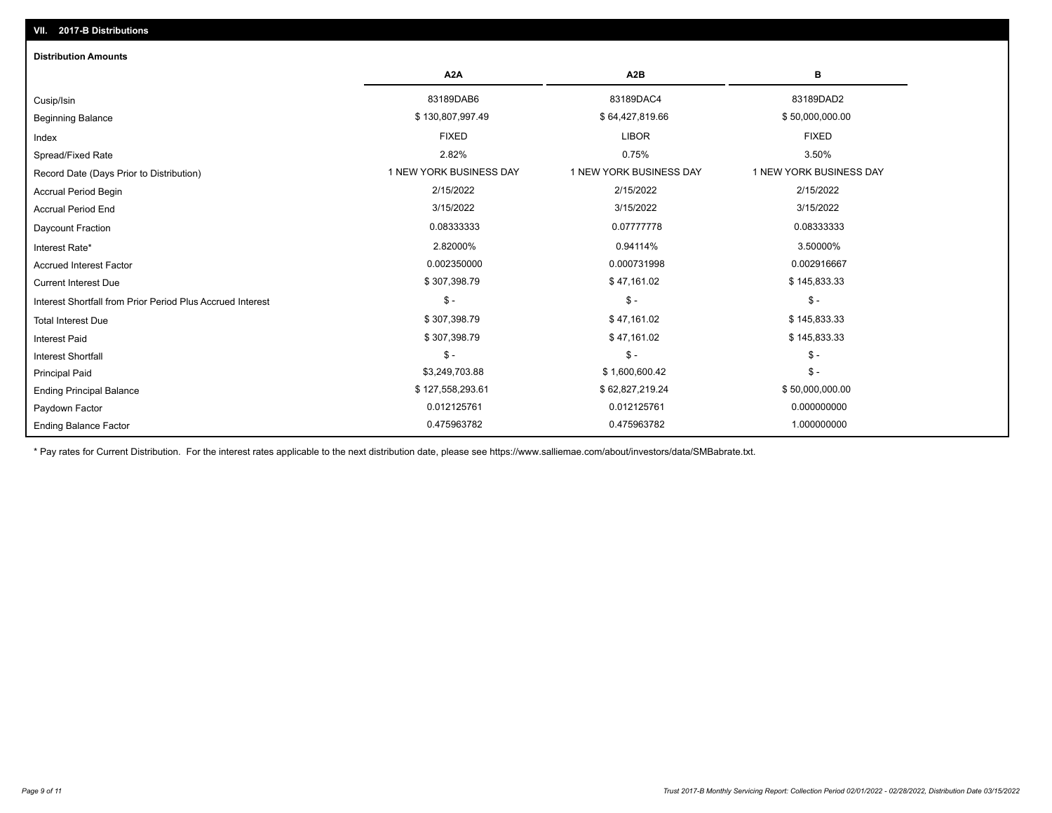## VII. 2017-B Distributions

### Distribution Amounts

| | A2A | A2B | B |
|---|---|---|---|
| Cusip/Isin | 83189DAB6 | 83189DAC4 | 83189DAD2 |
| Beginning Balance | $ 130,807,997.49 | $ 64,427,819.66 | $ 50,000,000.00 |
| Index | FIXED | LIBOR | FIXED |
| Spread/Fixed Rate | 2.82% | 0.75% | 3.50% |
| Record Date (Days Prior to Distribution) | 1 NEW YORK BUSINESS DAY | 1 NEW YORK BUSINESS DAY | 1 NEW YORK BUSINESS DAY |
| Accrual Period Begin | 2/15/2022 | 2/15/2022 | 2/15/2022 |
| Accrual Period End | 3/15/2022 | 3/15/2022 | 3/15/2022 |
| Daycount Fraction | 0.08333333 | 0.07777778 | 0.08333333 |
| Interest Rate* | 2.82000% | 0.94114% | 3.50000% |
| Accrued Interest Factor | 0.002350000 | 0.000731998 | 0.002916667 |
| Current Interest Due | $ 307,398.79 | $ 47,161.02 | $ 145,833.33 |
| Interest Shortfall from Prior Period Plus Accrued Interest | $ - | $ - | $ - |
| Total Interest Due | $ 307,398.79 | $ 47,161.02 | $ 145,833.33 |
| Interest Paid | $ 307,398.79 | $ 47,161.02 | $ 145,833.33 |
| Interest Shortfall | $ - | $ - | $ - |
| Principal Paid | $3,249,703.88 | $ 1,600,600.42 | $ - |
| Ending Principal Balance | $ 127,558,293.61 | $ 62,827,219.24 | $ 50,000,000.00 |
| Paydown Factor | 0.012125761 | 0.012125761 | 0.000000000 |
| Ending Balance Factor | 0.475963782 | 0.475963782 | 1.000000000 |

\* Pay rates for Current Distribution. For the interest rates applicable to the next distribution date, please see https://www.salliemae.com/about/investors/data/SMBabrate.txt.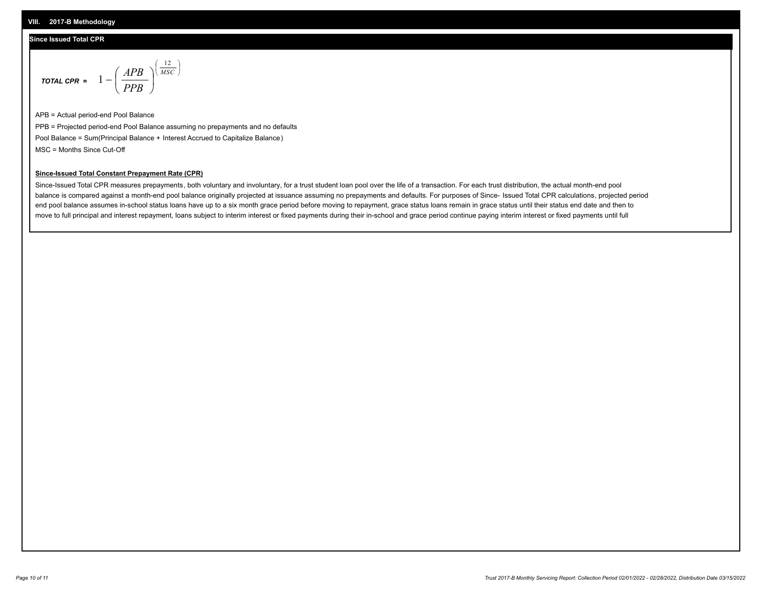## VIII. 2017-B Methodology

### Since Issued Total CPR

$$\textit{TOTAL CPR} = 1 - \left( \frac{APB}{PPB} \right)^{\left( \frac{12}{MSC} \right)}$$

APB = Actual period-end Pool Balance

PPB = Projected period-end Pool Balance assuming no prepayments and no defaults

Pool Balance = Sum(Principal Balance + Interest Accrued to Capitalize Balance)

MSC = Months Since Cut-Off

**Since-Issued Total Constant Prepayment Rate (CPR)**

Since-Issued Total CPR measures prepayments, both voluntary and involuntary, for a trust student loan pool over the life of a transaction. For each trust distribution, the actual month-end pool balance is compared against a month-end pool balance originally projected at issuance assuming no prepayments and defaults. For purposes of Since- Issued Total CPR calculations, projected period end pool balance assumes in-school status loans have up to a six month grace period before moving to repayment, grace status loans remain in grace status until their status end date and then to move to full principal and interest repayment, loans subject to interim interest or fixed payments during their in-school and grace period continue paying interim interest or fixed payments until full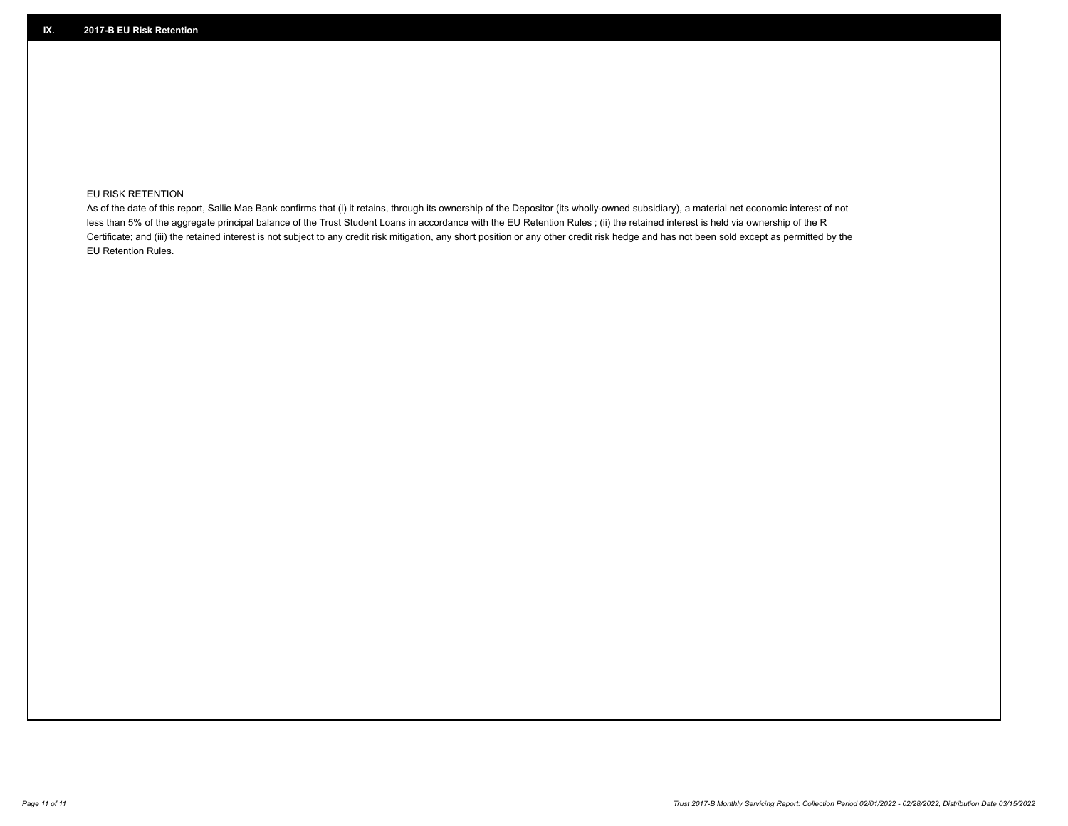## IX. 2017-B EU Risk Retention

EU RISK RETENTION

As of the date of this report, Sallie Mae Bank confirms that (i) it retains, through its ownership of the Depositor (its wholly-owned subsidiary), a material net economic interest of not less than 5% of the aggregate principal balance of the Trust Student Loans in accordance with the EU Retention Rules ; (ii) the retained interest is held via ownership of the R Certificate; and (iii) the retained interest is not subject to any credit risk mitigation, any short position or any other credit risk hedge and has not been sold except as permitted by the EU Retention Rules.